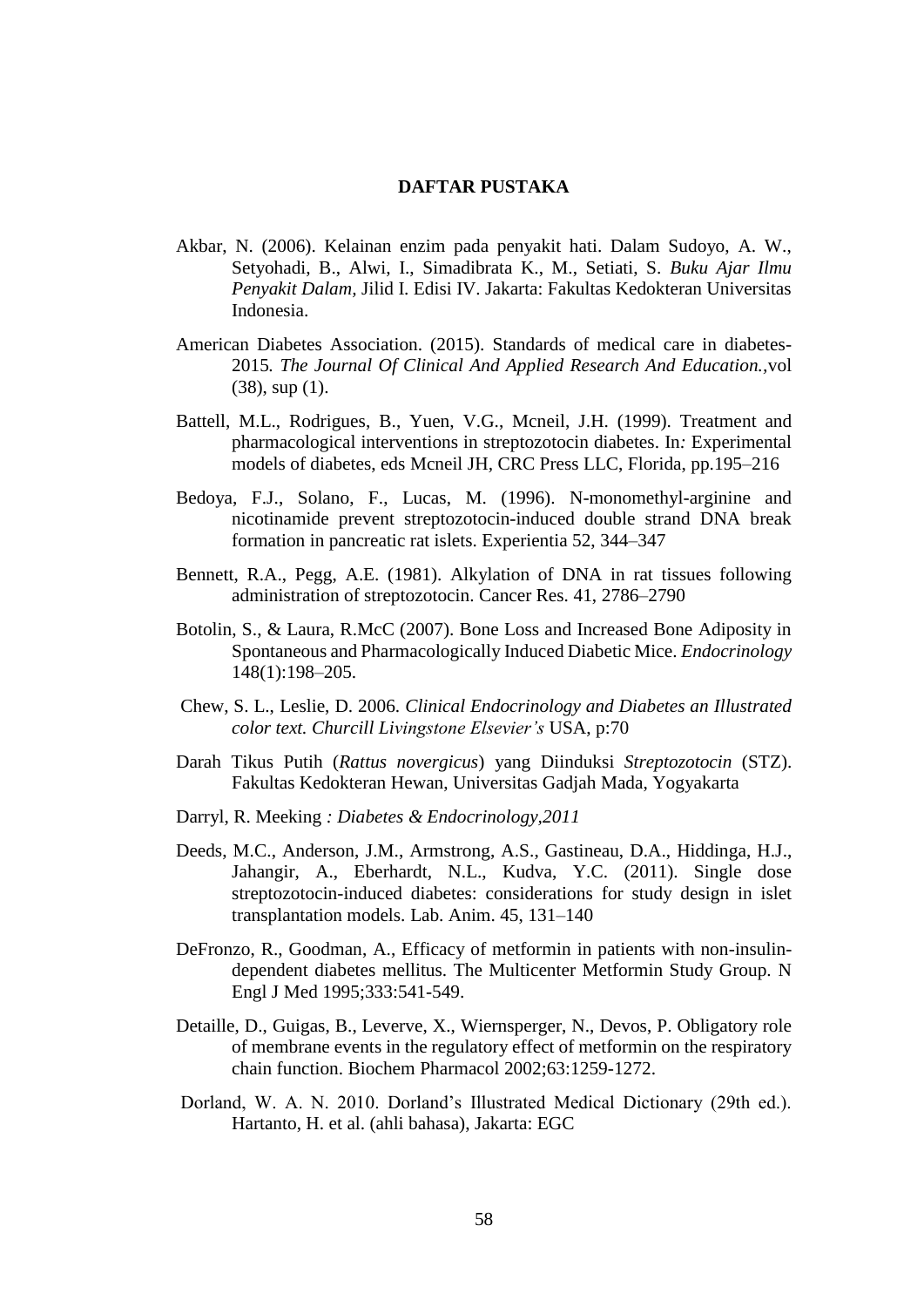# DAFTAR PUSTAKA

Akbar, N. (2006). Kelainan enzim pada penyakit hati. Dalam Sudoyo, A. W., Setyohadi, B., Alwi, I., Simadibrata K., M., Setiati, S. *Buku Ajar Ilmu Penyakit Dalam*, Jilid I. Edisi IV. Jakarta: Fakultas Kedokteran Universitas Indonesia.

American Diabetes Association. (2015). Standards of medical care in diabetes-2015. *The Journal Of Clinical And Applied Research And Education.*,vol (38), sup (1).

Battell, M.L., Rodrigues, B., Yuen, V.G., Mcneil, J.H. (1999). Treatment and pharmacological interventions in streptozotocin diabetes. In*:* Experimental models of diabetes, eds Mcneil JH, CRC Press LLC, Florida, pp.195–216

Bedoya, F.J., Solano, F., Lucas, M. (1996). N-monomethyl-arginine and nicotinamide prevent streptozotocin-induced double strand DNA break formation in pancreatic rat islets. Experientia 52, 344–347

Bennett, R.A., Pegg, A.E. (1981). Alkylation of DNA in rat tissues following administration of streptozotocin. Cancer Res. 41, 2786–2790

Botolin, S., & Laura, R.McC (2007). Bone Loss and Increased Bone Adiposity in Spontaneous and Pharmacologically Induced Diabetic Mice. *Endocrinology* 148(1):198–205.

Chew, S. L., Leslie, D. 2006. *Clinical Endocrinology and Diabetes an Illustrated color text. Churcill Livingstone Elsevier's* USA, p:70

Darah Tikus Putih (*Rattus novergicus*) yang Diinduksi *Streptozotocin* (STZ). Fakultas Kedokteran Hewan, Universitas Gadjah Mada, Yogyakarta

Darryl, R. Meeking *: Diabetes & Endocrinology,2011*

Deeds, M.C., Anderson, J.M., Armstrong, A.S., Gastineau, D.A., Hiddinga, H.J., Jahangir, A., Eberhardt, N.L., Kudva, Y.C. (2011). Single dose streptozotocin-induced diabetes: considerations for study design in islet transplantation models. Lab. Anim. 45, 131–140

DeFronzo, R., Goodman, A., Efficacy of metformin in patients with non-insulin-dependent diabetes mellitus. The Multicenter Metformin Study Group. N Engl J Med 1995;333:541-549.

Detaille, D., Guigas, B., Leverve, X., Wiernsperger, N., Devos, P. Obligatory role of membrane events in the regulatory effect of metformin on the respiratory chain function. Biochem Pharmacol 2002;63:1259-1272.

Dorland, W. A. N. 2010. Dorland's Illustrated Medical Dictionary (29th ed.). Hartanto, H. et al. (ahli bahasa), Jakarta: EGC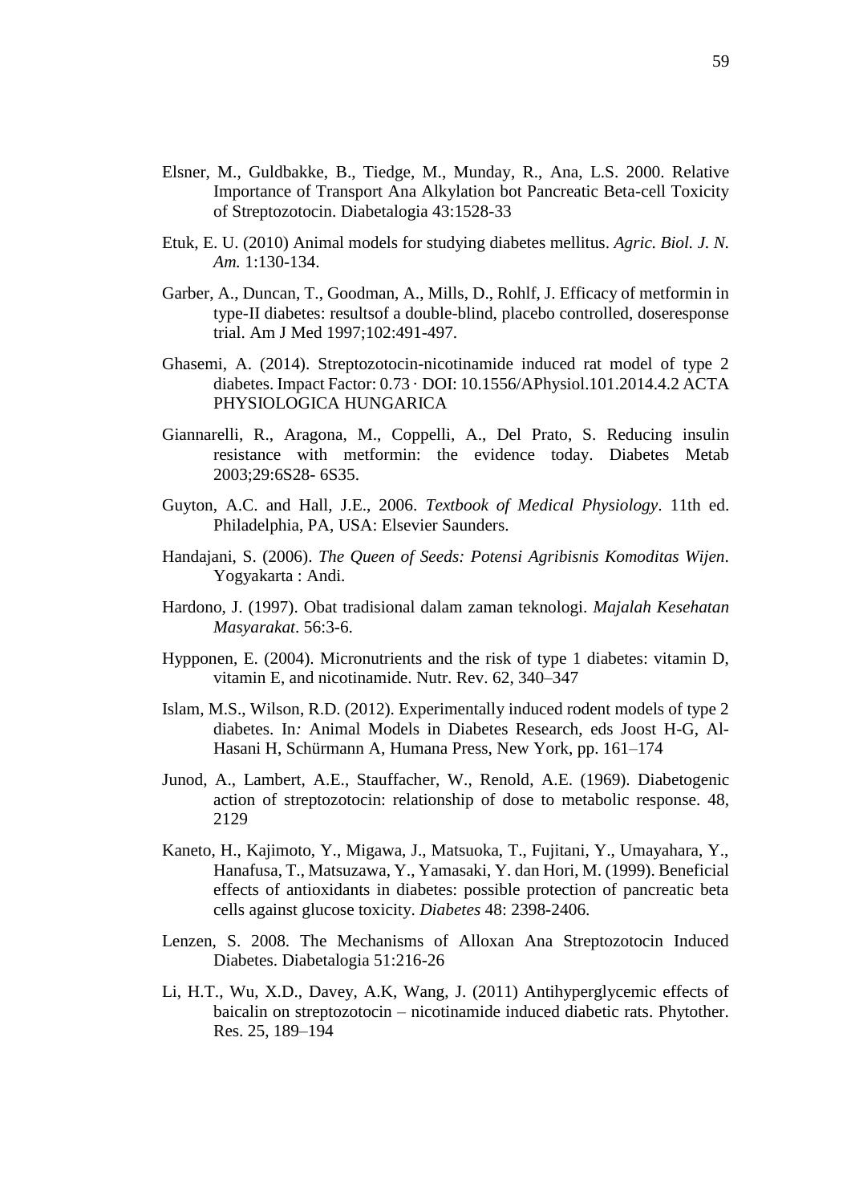Elsner, M., Guldbakke, B., Tiedge, M., Munday, R., Ana, L.S. 2000. Relative Importance of Transport Ana Alkylation bot Pancreatic Beta-cell Toxicity of Streptozotocin. Diabetalogia 43:1528-33

Etuk, E. U. (2010) Animal models for studying diabetes mellitus. *Agric. Biol. J. N. Am.* 1:130-134.

Garber, A., Duncan, T., Goodman, A., Mills, D., Rohlf, J. Efficacy of metformin in type-II diabetes: resultsof a double-blind, placebo controlled, doseresponse trial. Am J Med 1997;102:491-497.

Ghasemi, A. (2014). Streptozotocin-nicotinamide induced rat model of type 2 diabetes. Impact Factor: 0.73 · DOI: 10.1556/APhysiol.101.2014.4.2 ACTA PHYSIOLOGICA HUNGARICA

Giannarelli, R., Aragona, M., Coppelli, A., Del Prato, S. Reducing insulin resistance with metformin: the evidence today. Diabetes Metab 2003;29:6S28- 6S35.

Guyton, A.C. and Hall, J.E., 2006. *Textbook of Medical Physiology*. 11th ed. Philadelphia, PA, USA: Elsevier Saunders.

Handajani, S. (2006). *The Queen of Seeds: Potensi Agribisnis Komoditas Wijen*. Yogyakarta : Andi.

Hardono, J. (1997). Obat tradisional dalam zaman teknologi. *Majalah Kesehatan Masyarakat*. 56:3-6.

Hypponen, E. (2004). Micronutrients and the risk of type 1 diabetes: vitamin D, vitamin E, and nicotinamide. Nutr. Rev. 62, 340–347

Islam, M.S., Wilson, R.D. (2012). Experimentally induced rodent models of type 2 diabetes. In*:* Animal Models in Diabetes Research, eds Joost H-G, Al-Hasani H, Schürmann A, Humana Press, New York, pp. 161–174

Junod, A., Lambert, A.E., Stauffacher, W., Renold, A.E. (1969). Diabetogenic action of streptozotocin: relationship of dose to metabolic response. 48, 2129

Kaneto, H., Kajimoto, Y., Migawa, J., Matsuoka, T., Fujitani, Y., Umayahara, Y., Hanafusa, T., Matsuzawa, Y., Yamasaki, Y. dan Hori, M. (1999). Beneficial effects of antioxidants in diabetes: possible protection of pancreatic beta cells against glucose toxicity. *Diabetes* 48: 2398-2406.

Lenzen, S. 2008. The Mechanisms of Alloxan Ana Streptozotocin Induced Diabetes. Diabetalogia 51:216-26

Li, H.T., Wu, X.D., Davey, A.K, Wang, J. (2011) Antihyperglycemic effects of baicalin on streptozotocin – nicotinamide induced diabetic rats. Phytother. Res. 25, 189–194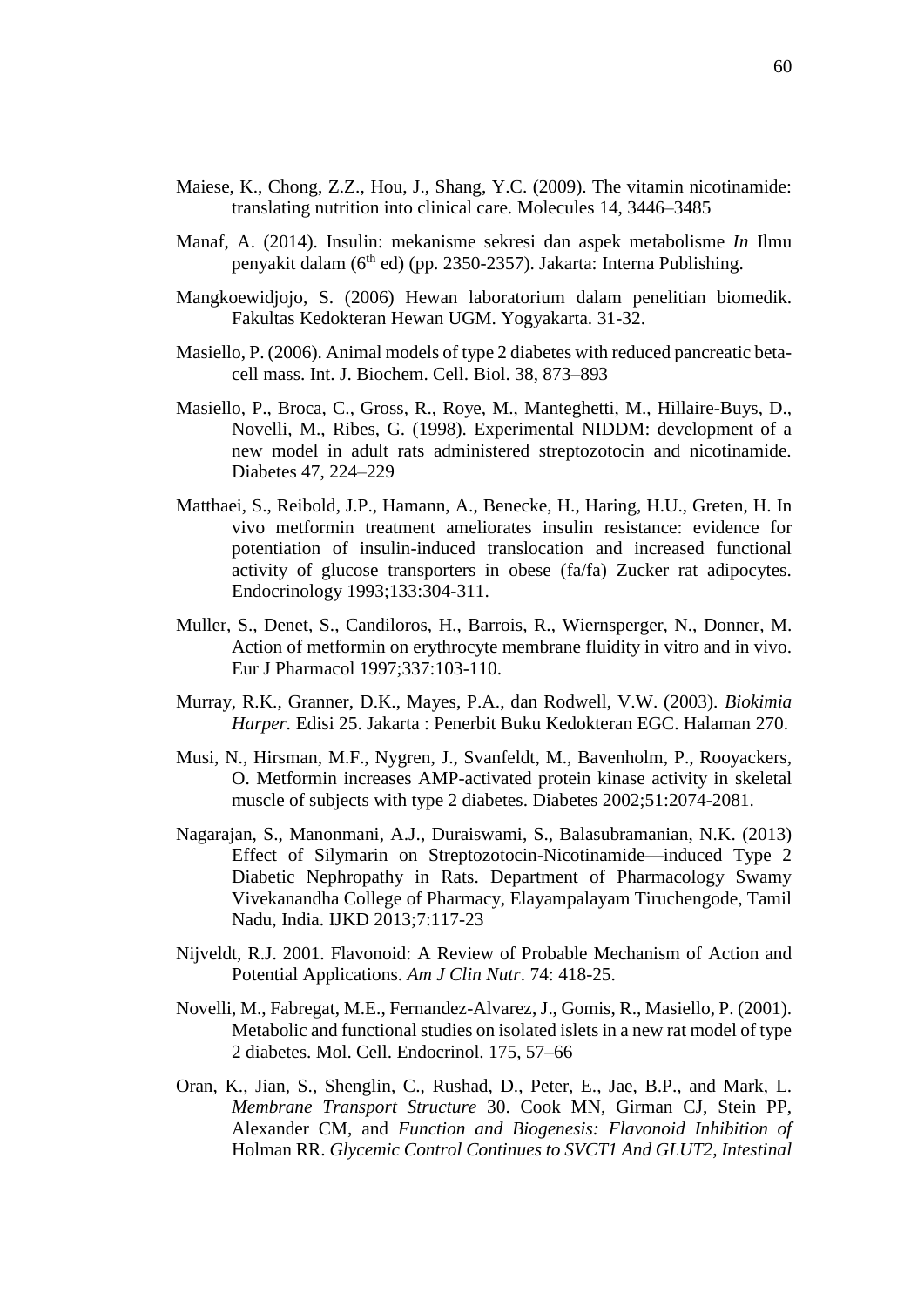Maiese, K., Chong, Z.Z., Hou, J., Shang, Y.C. (2009). The vitamin nicotinamide: translating nutrition into clinical care. Molecules 14, 3446–3485

Manaf, A. (2014). Insulin: mekanisme sekresi dan aspek metabolisme *In* Ilmu penyakit dalam (6th ed) (pp. 2350-2357). Jakarta: Interna Publishing.

Mangkoewidjojo, S. (2006) Hewan laboratorium dalam penelitian biomedik. Fakultas Kedokteran Hewan UGM. Yogyakarta. 31-32.

Masiello, P. (2006). Animal models of type 2 diabetes with reduced pancreatic beta-cell mass. Int. J. Biochem. Cell. Biol. 38, 873–893

Masiello, P., Broca, C., Gross, R., Roye, M., Manteghetti, M., Hillaire-Buys, D., Novelli, M., Ribes, G. (1998). Experimental NIDDM: development of a new model in adult rats administered streptozotocin and nicotinamide. Diabetes 47, 224–229

Matthaei, S., Reibold, J.P., Hamann, A., Benecke, H., Haring, H.U., Greten, H. In vivo metformin treatment ameliorates insulin resistance: evidence for potentiation of insulin-induced translocation and increased functional activity of glucose transporters in obese (fa/fa) Zucker rat adipocytes. Endocrinology 1993;133:304-311.

Muller, S., Denet, S., Candiloros, H., Barrois, R., Wiernsperger, N., Donner, M. Action of metformin on erythrocyte membrane fluidity in vitro and in vivo. Eur J Pharmacol 1997;337:103-110.

Murray, R.K., Granner, D.K., Mayes, P.A., dan Rodwell, V.W. (2003). *Biokimia Harper.* Edisi 25. Jakarta : Penerbit Buku Kedokteran EGC. Halaman 270.

Musi, N., Hirsman, M.F., Nygren, J., Svanfeldt, M., Bavenholm, P., Rooyackers, O. Metformin increases AMP-activated protein kinase activity in skeletal muscle of subjects with type 2 diabetes. Diabetes 2002;51:2074-2081.

Nagarajan, S., Manonmani, A.J., Duraiswami, S., Balasubramanian, N.K. (2013) Effect of Silymarin on Streptozotocin-Nicotinamide—induced Type 2 Diabetic Nephropathy in Rats. Department of Pharmacology Swamy Vivekanandha College of Pharmacy, Elayampalayam Tiruchengode, Tamil Nadu, India. IJKD 2013;7:117-23

Nijveldt, R.J. 2001. Flavonoid: A Review of Probable Mechanism of Action and Potential Applications. *Am J Clin Nutr*. 74: 418-25.

Novelli, M., Fabregat, M.E., Fernandez-Alvarez, J., Gomis, R., Masiello, P. (2001). Metabolic and functional studies on isolated islets in a new rat model of type 2 diabetes. Mol. Cell. Endocrinol. 175, 57–66

Oran, K., Jian, S., Shenglin, C., Rushad, D., Peter, E., Jae, B.P., and Mark, L. *Membrane Transport Structure* 30. Cook MN, Girman CJ, Stein PP, Alexander CM, and *Function and Biogenesis: Flavonoid Inhibition of* Holman RR. *Glycemic Control Continues to SVCT1 And GLUT2, Intestinal*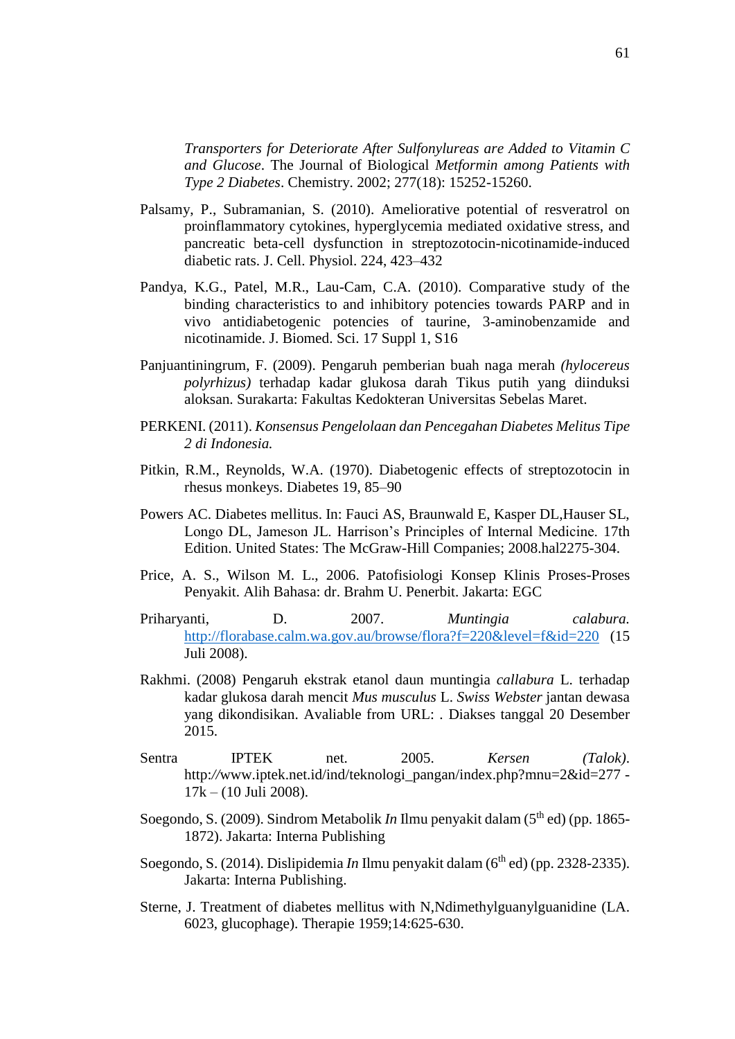*Transporters for Deteriorate After Sulfonylureas are Added to Vitamin C and Glucose*. The Journal of Biological *Metformin among Patients with Type 2 Diabetes*. Chemistry. 2002; 277(18): 15252-15260.

Palsamy, P., Subramanian, S. (2010). Ameliorative potential of resveratrol on proinflammatory cytokines, hyperglycemia mediated oxidative stress, and pancreatic beta-cell dysfunction in streptozotocin-nicotinamide-induced diabetic rats. J. Cell. Physiol. 224, 423–432

Pandya, K.G., Patel, M.R., Lau-Cam, C.A. (2010). Comparative study of the binding characteristics to and inhibitory potencies towards PARP and in vivo antidiabetogenic potencies of taurine, 3-aminobenzamide and nicotinamide. J. Biomed. Sci. 17 Suppl 1, S16

Panjuantiningrum, F. (2009). Pengaruh pemberian buah naga merah *(hylocereus polyrhizus)* terhadap kadar glukosa darah Tikus putih yang diinduksi aloksan. Surakarta: Fakultas Kedokteran Universitas Sebelas Maret.

PERKENI. (2011). *Konsensus Pengelolaan dan Pencegahan Diabetes Melitus Tipe 2 di Indonesia.*

Pitkin, R.M., Reynolds, W.A. (1970). Diabetogenic effects of streptozotocin in rhesus monkeys. Diabetes 19, 85–90

Powers AC. Diabetes mellitus. In: Fauci AS, Braunwald E, Kasper DL,Hauser SL, Longo DL, Jameson JL. Harrison's Principles of Internal Medicine. 17th Edition. United States: The McGraw-Hill Companies; 2008.hal2275-304.

Price, A. S., Wilson M. L., 2006. Patofisiologi Konsep Klinis Proses-Proses Penyakit. Alih Bahasa: dr. Brahm U. Penerbit. Jakarta: EGC

Priharyanti, D. 2007. *Muntingia calabura.* http://florabase.calm.wa.gov.au/browse/flora?f=220&level=f&id=220 (15 Juli 2008).

Rakhmi. (2008) Pengaruh ekstrak etanol daun muntingia *callabura* L. terhadap kadar glukosa darah mencit *Mus musculus* L. *Swiss Webster* jantan dewasa yang dikondisikan. Avaliable from URL: . Diakses tanggal 20 Desember 2015.

Sentra IPTEK net. 2005. *Kersen (Talok)*. http://www.iptek.net.id/ind/teknologi_pangan/index.php?mnu=2&id=277 - 17k – (10 Juli 2008).

Soegondo, S. (2009). Sindrom Metabolik *In* Ilmu penyakit dalam (5th ed) (pp. 1865-1872). Jakarta: Interna Publishing

Soegondo, S. (2014). Dislipidemia *In* Ilmu penyakit dalam (6th ed) (pp. 2328-2335). Jakarta: Interna Publishing.

Sterne, J. Treatment of diabetes mellitus with N,Ndimethylguanylguanidine (LA. 6023, glucophage). Therapie 1959;14:625-630.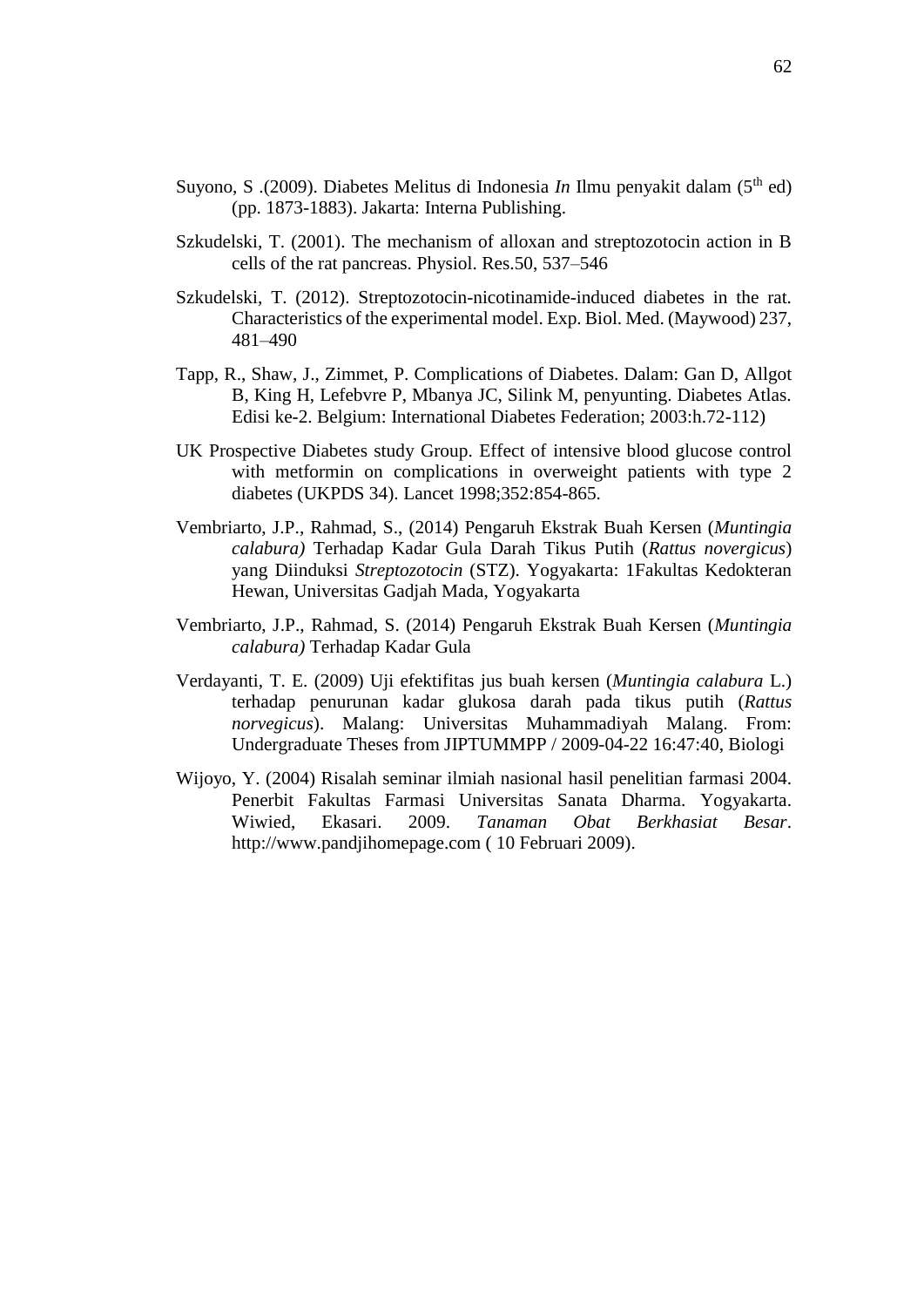Suyono, S .(2009). Diabetes Melitus di Indonesia *In* Ilmu penyakit dalam (5$^{th}$ ed) (pp. 1873-1883). Jakarta: Interna Publishing.

Szkudelski, T. (2001). The mechanism of alloxan and streptozotocin action in B cells of the rat pancreas. Physiol. Res.50, 537–546

Szkudelski, T. (2012). Streptozotocin-nicotinamide-induced diabetes in the rat. Characteristics of the experimental model. Exp. Biol. Med. (Maywood) 237, 481–490

Tapp, R., Shaw, J., Zimmet, P. Complications of Diabetes. Dalam: Gan D, Allgot B, King H, Lefebvre P, Mbanya JC, Silink M, penyunting. Diabetes Atlas. Edisi ke-2. Belgium: International Diabetes Federation; 2003:h.72-112)

UK Prospective Diabetes study Group. Effect of intensive blood glucose control with metformin on complications in overweight patients with type 2 diabetes (UKPDS 34). Lancet 1998;352:854-865.

Vembriarto, J.P., Rahmad, S., (2014) Pengaruh Ekstrak Buah Kersen (*Muntingia calabura)* Terhadap Kadar Gula Darah Tikus Putih (*Rattus novergicus*) yang Diinduksi *Streptozotocin* (STZ). Yogyakarta: 1Fakultas Kedokteran Hewan, Universitas Gadjah Mada, Yogyakarta

Vembriarto, J.P., Rahmad, S. (2014) Pengaruh Ekstrak Buah Kersen (*Muntingia calabura)* Terhadap Kadar Gula

Verdayanti, T. E. (2009) Uji efektifitas jus buah kersen (*Muntingia calabura* L.) terhadap penurunan kadar glukosa darah pada tikus putih (*Rattus norvegicus*). Malang: Universitas Muhammadiyah Malang. From: Undergraduate Theses from JIPTUMMPP / 2009-04-22 16:47:40, Biologi

Wijoyo, Y. (2004) Risalah seminar ilmiah nasional hasil penelitian farmasi 2004. Penerbit Fakultas Farmasi Universitas Sanata Dharma. Yogyakarta. Wiwied, Ekasari. 2009. *Tanaman Obat Berkhasiat Besar*. http://www.pandjihomepage.com ( 10 Februari 2009).